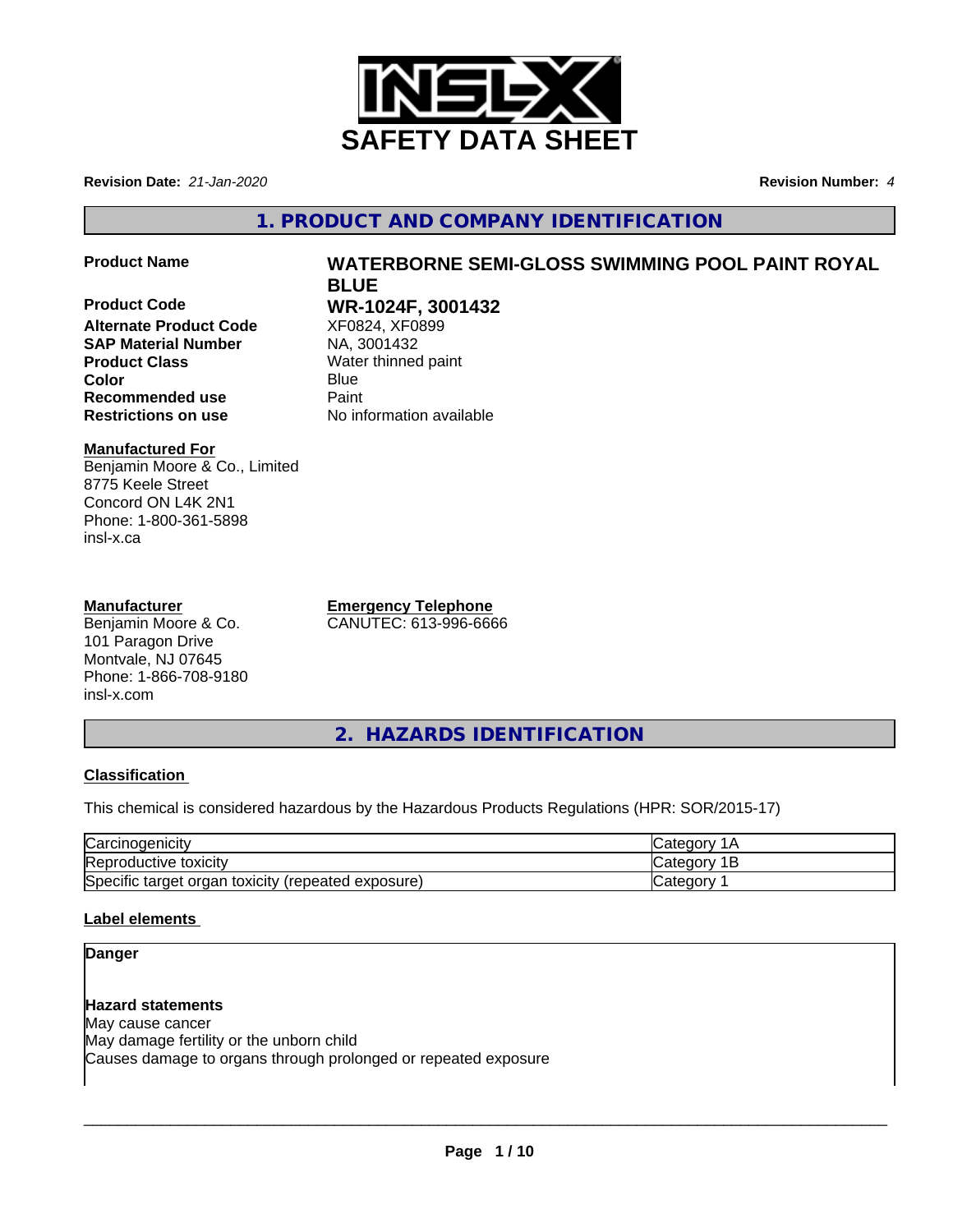# SAFETY DATA SHEET

**Revision Date:** *21-Jan-2020*

**Revision Number:** *4*

## 1. PRODUCT AND COMPANY IDENTIFICATION

| | |
|---|---|
| **Product Name** | **WATERBORNE SEMI-GLOSS SWIMMING POOL PAINT ROYAL BLUE** |
| **Product Code** | **WR-1024F, 3001432** |
| **Alternate Product Code** | XF0824, XF0899 |
| **SAP Material Number** | NA, 3001432 |
| **Product Class** | Water thinned paint |
| **Color** | Blue |
| **Recommended use** | Paint |
| **Restrictions on use** | No information available |

**Manufactured For**
Benjamin Moore & Co., Limited
8775 Keele Street
Concord ON L4K 2N1
Phone: 1-800-361-5898
insl-x.ca

**Manufacturer**
Benjamin Moore & Co.
101 Paragon Drive
Montvale, NJ 07645
Phone: 1-866-708-9180
insl-x.com

**Emergency Telephone**
CANUTEC: 613-996-6666

## 2. HAZARDS IDENTIFICATION

### Classification

This chemical is considered hazardous by the Hazardous Products Regulations (HPR: SOR/2015-17)

| | |
|---|---|
| Carcinogenicity | Category 1A |
| Reproductive toxicity | Category 1B |
| Specific target organ toxicity (repeated exposure) | Category 1 |

### Label elements

**Danger**

**Hazard statements**
May cause cancer
May damage fertility or the unborn child
Causes damage to organs through prolonged or repeated exposure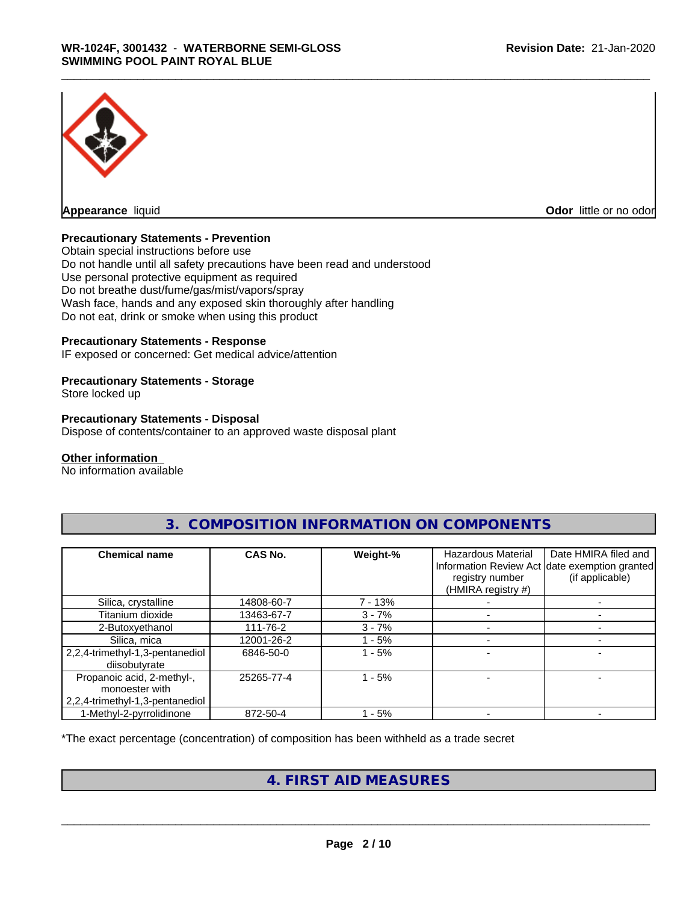**Appearance** liquid

**Odor** little or no odor

### Precautionary Statements - Prevention

Obtain special instructions before use
Do not handle until all safety precautions have been read and understood
Use personal protective equipment as required
Do not breathe dust/fume/gas/mist/vapors/spray
Wash face, hands and any exposed skin thoroughly after handling
Do not eat, drink or smoke when using this product

### Precautionary Statements - Response

IF exposed or concerned: Get medical advice/attention

### Precautionary Statements - Storage

Store locked up

### Precautionary Statements - Disposal

Dispose of contents/container to an approved waste disposal plant

### Other information

No information available

## 3. COMPOSITION INFORMATION ON COMPONENTS

| Chemical name | CAS No. | Weight-% | Hazardous Material Information Review Act registry number (HMIRA registry #) | Date HMIRA filed and date exemption granted (if applicable) |
|---|---|---|---|---|
| Silica, crystalline | 14808-60-7 | 7 - 13% | - | - |
| Titanium dioxide | 13463-67-7 | 3 - 7% | - | - |
| 2-Butoxyethanol | 111-76-2 | 3 - 7% | - | - |
| Silica, mica | 12001-26-2 | 1 - 5% | - | - |
| 2,2,4-trimethyl-1,3-pentanediol diisobutyrate | 6846-50-0 | 1 - 5% | - | - |
| Propanoic acid, 2-methyl-, monoester with 2,2,4-trimethyl-1,3-pentanediol | 25265-77-4 | 1 - 5% | - | - |
| 1-Methyl-2-pyrrolidinone | 872-50-4 | 1 - 5% | - | - |

*The exact percentage (concentration) of composition has been withheld as a trade secret

## 4. FIRST AID MEASURES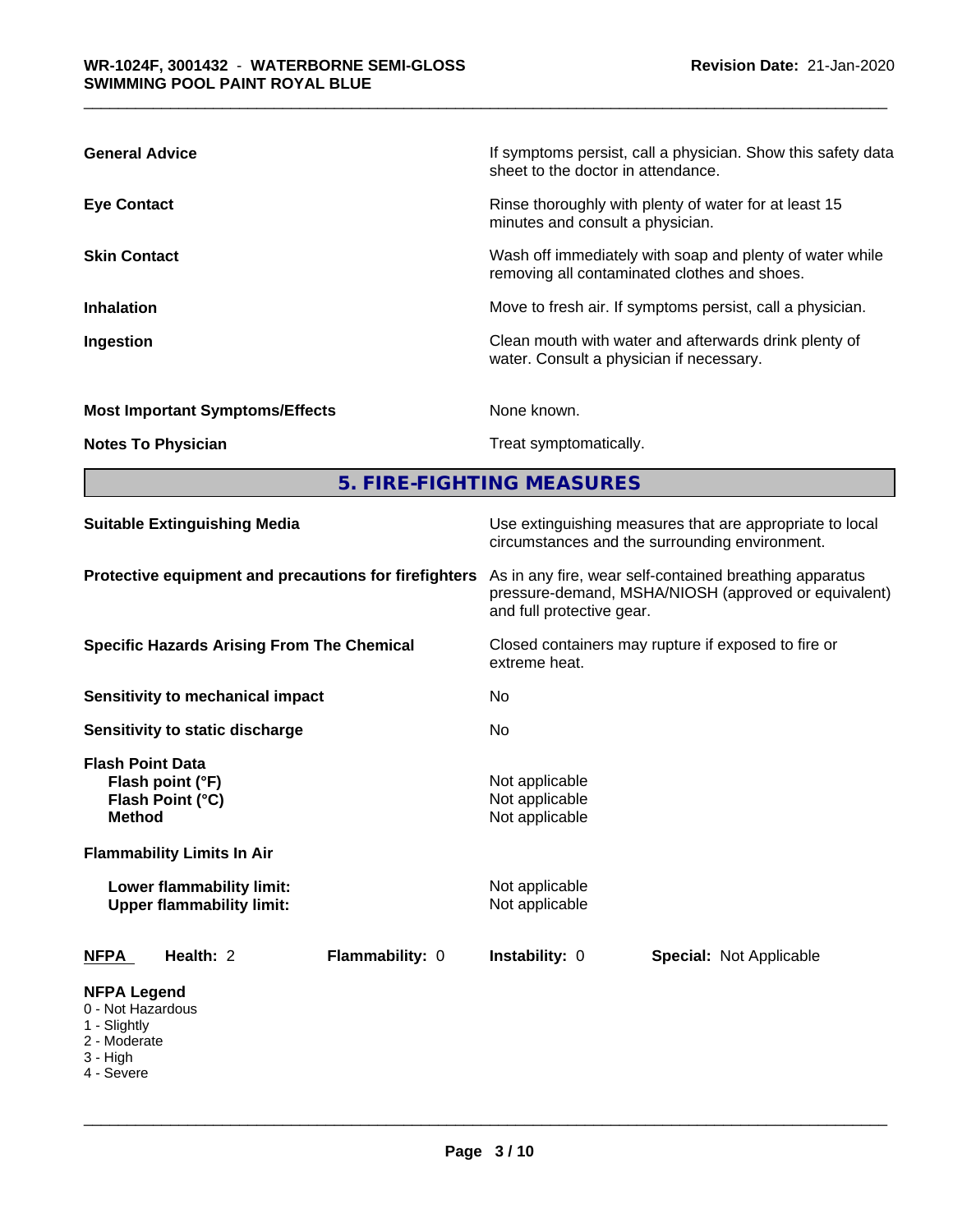| | |
|---|---|
| **General Advice** | If symptoms persist, call a physician. Show this safety data sheet to the doctor in attendance. |
| **Eye Contact** | Rinse thoroughly with plenty of water for at least 15 minutes and consult a physician. |
| **Skin Contact** | Wash off immediately with soap and plenty of water while removing all contaminated clothes and shoes. |
| **Inhalation** | Move to fresh air. If symptoms persist, call a physician. |
| **Ingestion** | Clean mouth with water and afterwards drink plenty of water. Consult a physician if necessary. |
| **Most Important Symptoms/Effects** | None known. |
| **Notes To Physician** | Treat symptomatically. |

## 5. FIRE-FIGHTING MEASURES

| | |
|---|---|
| **Suitable Extinguishing Media** | Use extinguishing measures that are appropriate to local circumstances and the surrounding environment. |
| **Protective equipment and precautions for firefighters** | As in any fire, wear self-contained breathing apparatus pressure-demand, MSHA/NIOSH (approved or equivalent) and full protective gear. |
| **Specific Hazards Arising From The Chemical** | Closed containers may rupture if exposed to fire or extreme heat. |
| **Sensitivity to mechanical impact** | No |
| **Sensitivity to static discharge** | No |

**Flash Point Data**

| | |
|---|---|
| **Flash point (°F)** | Not applicable |
| **Flash Point (°C)** | Not applicable |
| **Method** | Not applicable |

**Flammability Limits In Air**

| | |
|---|---|
| **Lower flammability limit:** | Not applicable |
| **Upper flammability limit:** | Not applicable |

**NFPA** **Health:** 2 **Flammability:** 0 **Instability:** 0 **Special:** Not Applicable

**NFPA Legend**
- 0 - Not Hazardous
- 1 - Slightly
- 2 - Moderate
- 3 - High
- 4 - Severe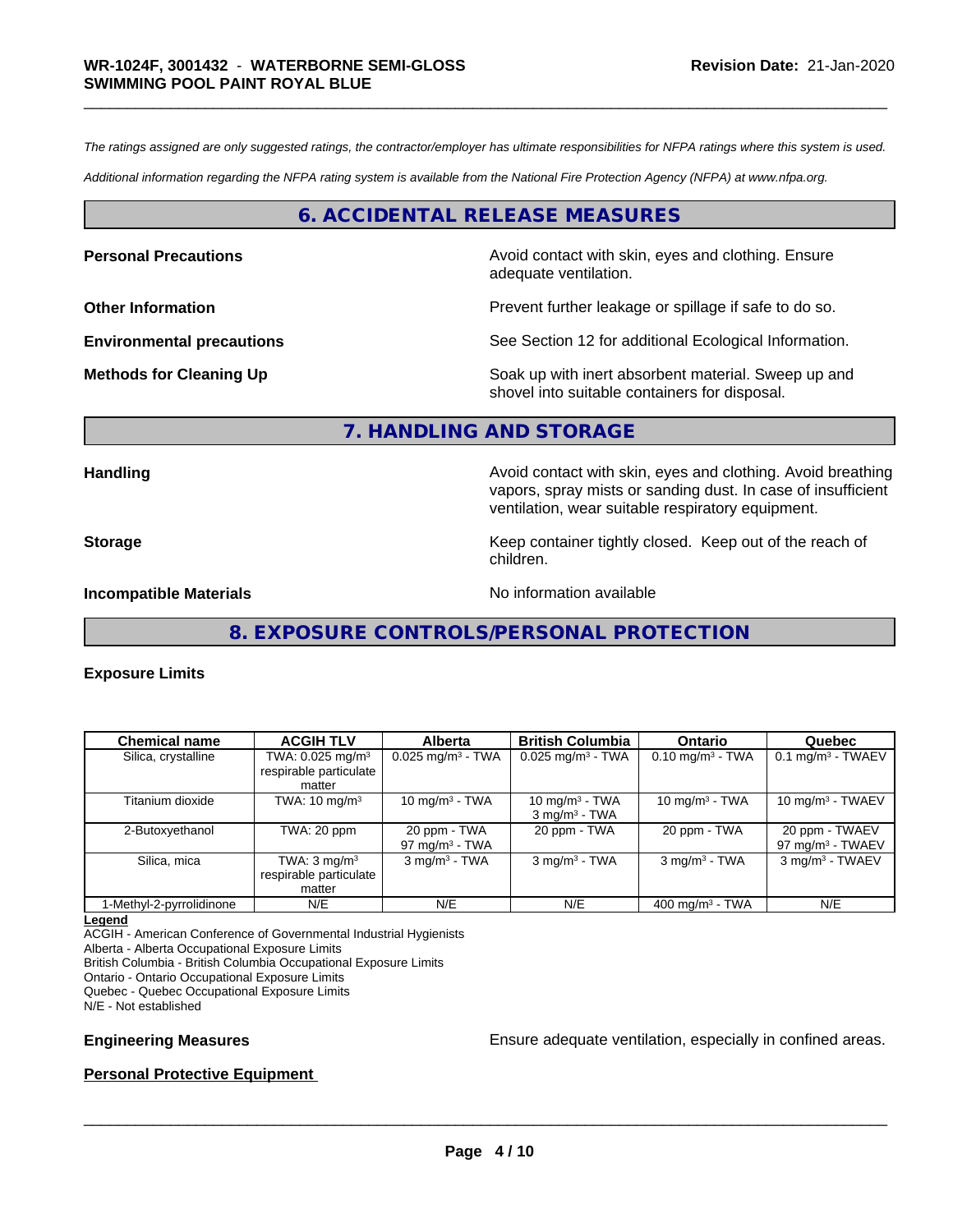*The ratings assigned are only suggested ratings, the contractor/employer has ultimate responsibilities for NFPA ratings where this system is used.*

*Additional information regarding the NFPA rating system is available from the National Fire Protection Agency (NFPA) at www.nfpa.org.*

## 6. ACCIDENTAL RELEASE MEASURES

**Personal Precautions**: Avoid contact with skin, eyes and clothing. Ensure adequate ventilation.

**Other Information**: Prevent further leakage or spillage if safe to do so.

**Environmental precautions**: See Section 12 for additional Ecological Information.

**Methods for Cleaning Up**: Soak up with inert absorbent material. Sweep up and shovel into suitable containers for disposal.

## 7. HANDLING AND STORAGE

**Handling**: Avoid contact with skin, eyes and clothing. Avoid breathing vapors, spray mists or sanding dust. In case of insufficient ventilation, wear suitable respiratory equipment.

**Storage**: Keep container tightly closed. Keep out of the reach of children.

**Incompatible Materials**: No information available

## 8. EXPOSURE CONTROLS/PERSONAL PROTECTION

**Exposure Limits**

| Chemical name | ACGIH TLV | Alberta | British Columbia | Ontario | Quebec |
|---|---|---|---|---|---|
| Silica, crystalline | TWA: 0.025 mg/m³ respirable particulate matter | 0.025 mg/m³ - TWA | 0.025 mg/m³ - TWA | 0.10 mg/m³ - TWA | 0.1 mg/m³ - TWAEV |
| Titanium dioxide | TWA: 10 mg/m³ | 10 mg/m³ - TWA | 10 mg/m³ - TWA<br>3 mg/m³ - TWA | 10 mg/m³ - TWA | 10 mg/m³ - TWAEV |
| 2-Butoxyethanol | TWA: 20 ppm | 20 ppm - TWA<br>97 mg/m³ - TWA | 20 ppm - TWA | 20 ppm - TWA | 20 ppm - TWAEV<br>97 mg/m³ - TWAEV |
| Silica, mica | TWA: 3 mg/m³ respirable particulate matter | 3 mg/m³ - TWA | 3 mg/m³ - TWA | 3 mg/m³ - TWA | 3 mg/m³ - TWAEV |
| 1-Methyl-2-pyrrolidinone | N/E | N/E | N/E | 400 mg/m³ - TWA | N/E |

**Legend**

ACGIH - American Conference of Governmental Industrial Hygienists
Alberta - Alberta Occupational Exposure Limits
British Columbia - British Columbia Occupational Exposure Limits
Ontario - Ontario Occupational Exposure Limits
Quebec - Quebec Occupational Exposure Limits
N/E - Not established

**Engineering Measures**: Ensure adequate ventilation, especially in confined areas.

**Personal Protective Equipment**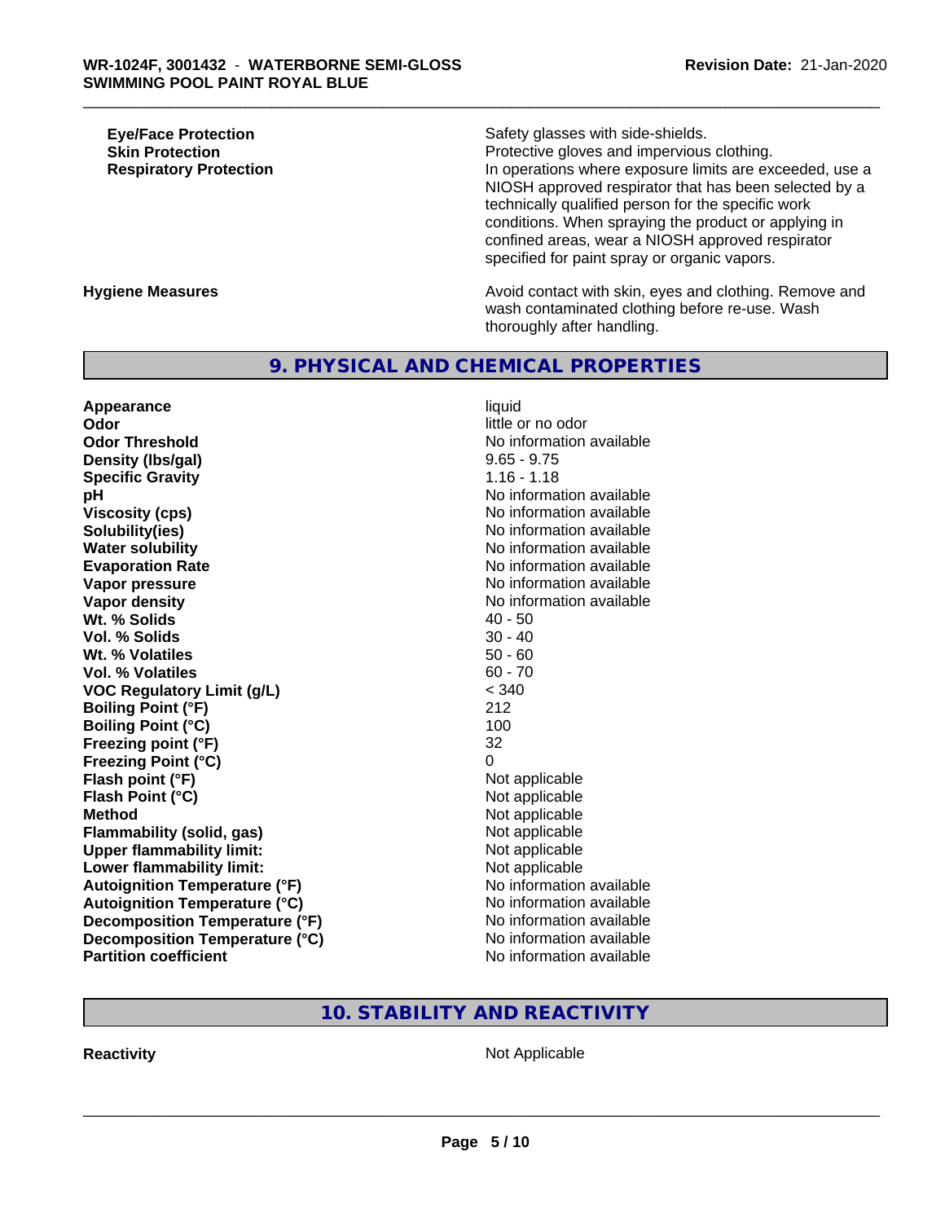| | |
|---|---|
| **Eye/Face Protection** | Safety glasses with side-shields. |
| **Skin Protection** | Protective gloves and impervious clothing. |
| **Respiratory Protection** | In operations where exposure limits are exceeded, use a NIOSH approved respirator that has been selected by a technically qualified person for the specific work conditions. When spraying the product or applying in confined areas, wear a NIOSH approved respirator specified for paint spray or organic vapors. |

**Hygiene Measures** — Avoid contact with skin, eyes and clothing. Remove and wash contaminated clothing before re-use. Wash thoroughly after handling.

## 9. PHYSICAL AND CHEMICAL PROPERTIES

| | |
|---|---|
| **Appearance** | liquid |
| **Odor** | little or no odor |
| **Odor Threshold** | No information available |
| **Density (lbs/gal)** | 9.65 - 9.75 |
| **Specific Gravity** | 1.16 - 1.18 |
| **pH** | No information available |
| **Viscosity (cps)** | No information available |
| **Solubility(ies)** | No information available |
| **Water solubility** | No information available |
| **Evaporation Rate** | No information available |
| **Vapor pressure** | No information available |
| **Vapor density** | No information available |
| **Wt. % Solids** | 40 - 50 |
| **Vol. % Solids** | 30 - 40 |
| **Wt. % Volatiles** | 50 - 60 |
| **Vol. % Volatiles** | 60 - 70 |
| **VOC Regulatory Limit (g/L)** | < 340 |
| **Boiling Point (°F)** | 212 |
| **Boiling Point (°C)** | 100 |
| **Freezing point (°F)** | 32 |
| **Freezing Point (°C)** | 0 |
| **Flash point (°F)** | Not applicable |
| **Flash Point (°C)** | Not applicable |
| **Method** | Not applicable |
| **Flammability (solid, gas)** | Not applicable |
| **Upper flammability limit:** | Not applicable |
| **Lower flammability limit:** | Not applicable |
| **Autoignition Temperature (°F)** | No information available |
| **Autoignition Temperature (°C)** | No information available |
| **Decomposition Temperature (°F)** | No information available |
| **Decomposition Temperature (°C)** | No information available |
| **Partition coefficient** | No information available |

## 10. STABILITY AND REACTIVITY

| | |
|---|---|
| **Reactivity** | Not Applicable |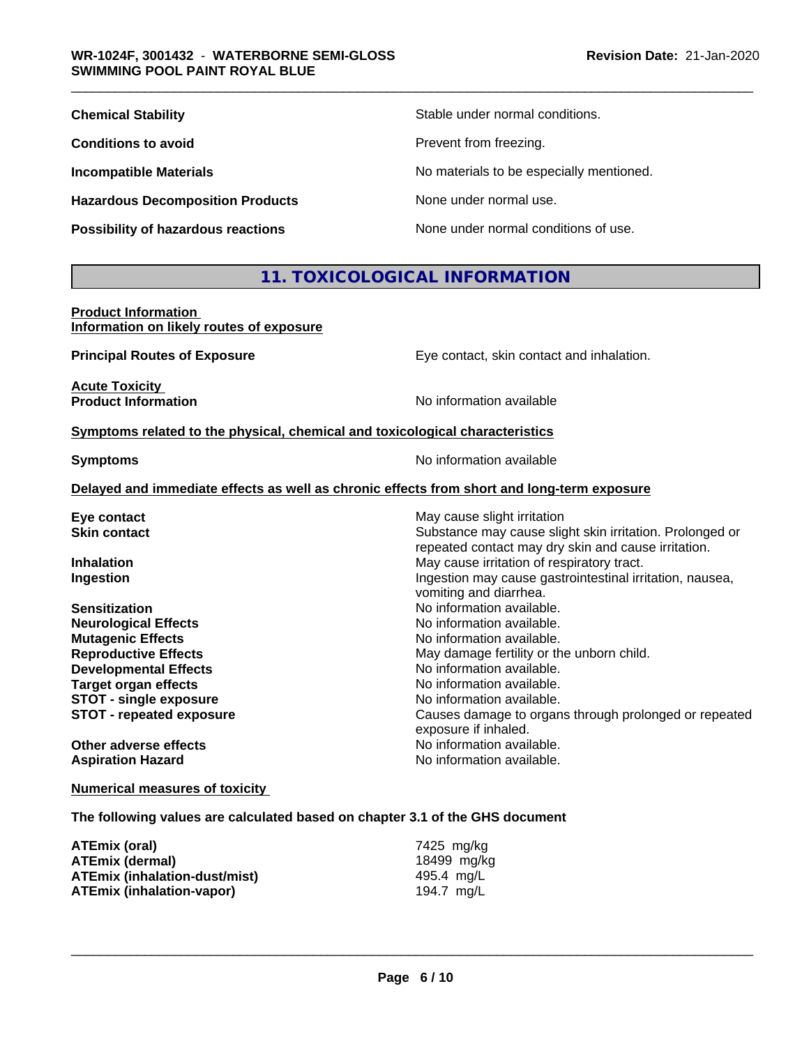| | |
|---|---|
| **Chemical Stability** | Stable under normal conditions. |
| **Conditions to avoid** | Prevent from freezing. |
| **Incompatible Materials** | No materials to be especially mentioned. |
| **Hazardous Decomposition Products** | None under normal use. |
| **Possibility of hazardous reactions** | None under normal conditions of use. |

## 11. TOXICOLOGICAL INFORMATION

**Product Information**
**Information on likely routes of exposure**

| | |
|---|---|
| **Principal Routes of Exposure** | Eye contact, skin contact and inhalation. |

**Acute Toxicity**

| | |
|---|---|
| **Product Information** | No information available |

**Symptoms related to the physical, chemical and toxicological characteristics**

| | |
|---|---|
| **Symptoms** | No information available |

**Delayed and immediate effects as well as chronic effects from short and long-term exposure**

| | |
|---|---|
| **Eye contact** | May cause slight irritation |
| **Skin contact** | Substance may cause slight skin irritation. Prolonged or repeated contact may dry skin and cause irritation. |
| **Inhalation** | May cause irritation of respiratory tract. |
| **Ingestion** | Ingestion may cause gastrointestinal irritation, nausea, vomiting and diarrhea. |
| **Sensitization** | No information available. |
| **Neurological Effects** | No information available. |
| **Mutagenic Effects** | No information available. |
| **Reproductive Effects** | May damage fertility or the unborn child. |
| **Developmental Effects** | No information available. |
| **Target organ effects** | No information available. |
| **STOT - single exposure** | No information available. |
| **STOT - repeated exposure** | Causes damage to organs through prolonged or repeated exposure if inhaled. |
| **Other adverse effects** | No information available. |
| **Aspiration Hazard** | No information available. |

**Numerical measures of toxicity**

**The following values are calculated based on chapter 3.1 of the GHS document**

| | |
|---|---|
| **ATEmix (oral)** | 7425 mg/kg |
| **ATEmix (dermal)** | 18499 mg/kg |
| **ATEmix (inhalation-dust/mist)** | 495.4 mg/L |
| **ATEmix (inhalation-vapor)** | 194.7 mg/L |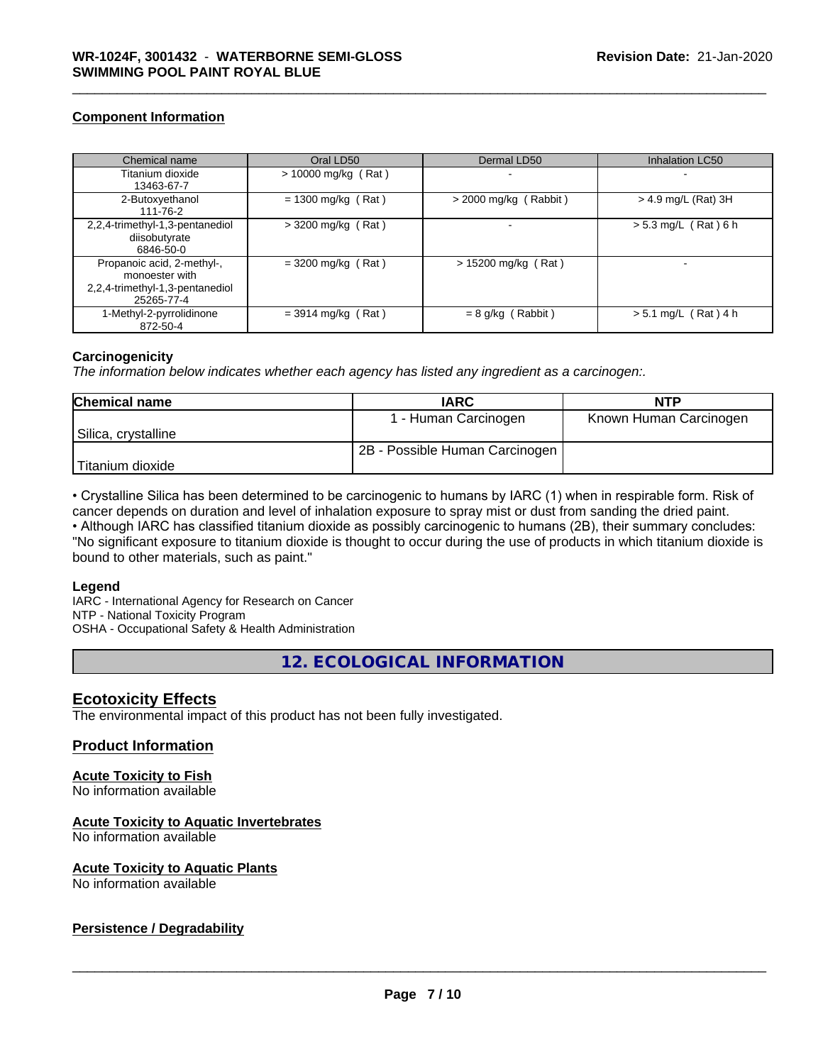### Component Information

| Chemical name | Oral LD50 | Dermal LD50 | Inhalation LC50 |
|---|---|---|---|
| Titanium dioxide 13463-67-7 | > 10000 mg/kg ( Rat ) | - | - |
| 2-Butoxyethanol 111-76-2 | = 1300 mg/kg ( Rat ) | > 2000 mg/kg ( Rabbit ) | > 4.9 mg/L (Rat) 3H |
| 2,2,4-trimethyl-1,3-pentanediol diisobutyrate 6846-50-0 | > 3200 mg/kg ( Rat ) | - | > 5.3 mg/L ( Rat ) 6 h |
| Propanoic acid, 2-methyl-, monoester with 2,2,4-trimethyl-1,3-pentanediol 25265-77-4 | = 3200 mg/kg ( Rat ) | > 15200 mg/kg ( Rat ) | - |
| 1-Methyl-2-pyrrolidinone 872-50-4 | = 3914 mg/kg ( Rat ) | = 8 g/kg ( Rabbit ) | > 5.1 mg/L ( Rat ) 4 h |

### Carcinogenicity

*The information below indicates whether each agency has listed any ingredient as a carcinogen:.*

| Chemical name | IARC | NTP |
|---|---|---|
| Silica, crystalline | 1 - Human Carcinogen | Known Human Carcinogen |
| Titanium dioxide | 2B - Possible Human Carcinogen | |

• Crystalline Silica has been determined to be carcinogenic to humans by IARC (1) when in respirable form. Risk of cancer depends on duration and level of inhalation exposure to spray mist or dust from sanding the dried paint.
• Although IARC has classified titanium dioxide as possibly carcinogenic to humans (2B), their summary concludes: "No significant exposure to titanium dioxide is thought to occur during the use of products in which titanium dioxide is bound to other materials, such as paint."

### Legend

IARC - International Agency for Research on Cancer
NTP - National Toxicity Program
OSHA - Occupational Safety & Health Administration

## 12. ECOLOGICAL INFORMATION

### Ecotoxicity Effects

The environmental impact of this product has not been fully investigated.

### Product Information

#### Acute Toxicity to Fish

No information available

#### Acute Toxicity to Aquatic Invertebrates

No information available

#### Acute Toxicity to Aquatic Plants

No information available

### Persistence / Degradability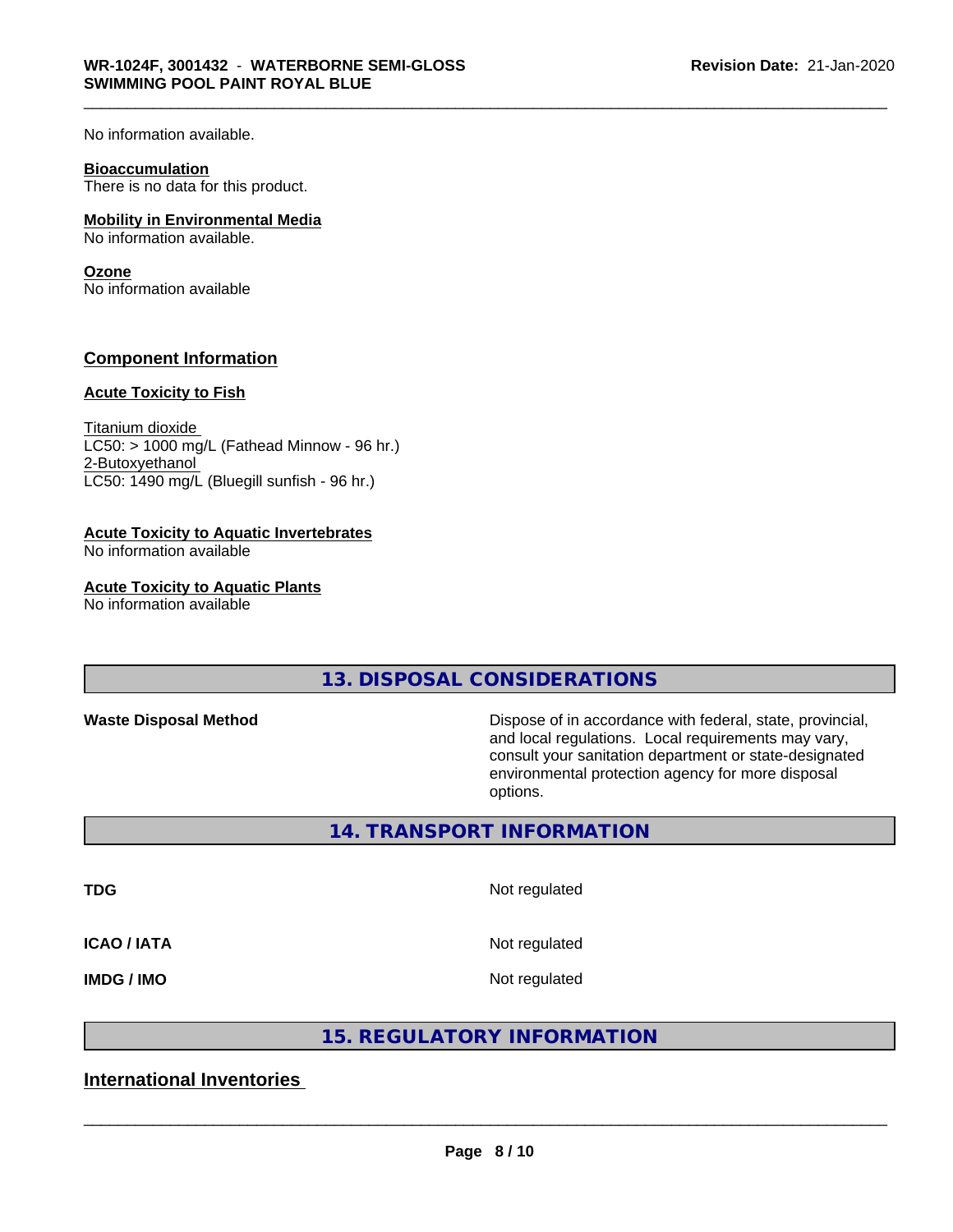No information available.

**Bioaccumulation**
There is no data for this product.

**Mobility in Environmental Media**
No information available.

**Ozone**
No information available

### Component Information

**Acute Toxicity to Fish**

Titanium dioxide
LC50: > 1000 mg/L (Fathead Minnow - 96 hr.)
2-Butoxyethanol
LC50: 1490 mg/L (Bluegill sunfish - 96 hr.)

**Acute Toxicity to Aquatic Invertebrates**
No information available

**Acute Toxicity to Aquatic Plants**
No information available

## 13. DISPOSAL CONSIDERATIONS

| | |
|---|---|
| **Waste Disposal Method** | Dispose of in accordance with federal, state, provincial, and local regulations. Local requirements may vary, consult your sanitation department or state-designated environmental protection agency for more disposal options. |

## 14. TRANSPORT INFORMATION

| | |
|---|---|
| **TDG** | Not regulated |
| **ICAO / IATA** | Not regulated |
| **IMDG / IMO** | Not regulated |

## 15. REGULATORY INFORMATION

### International Inventories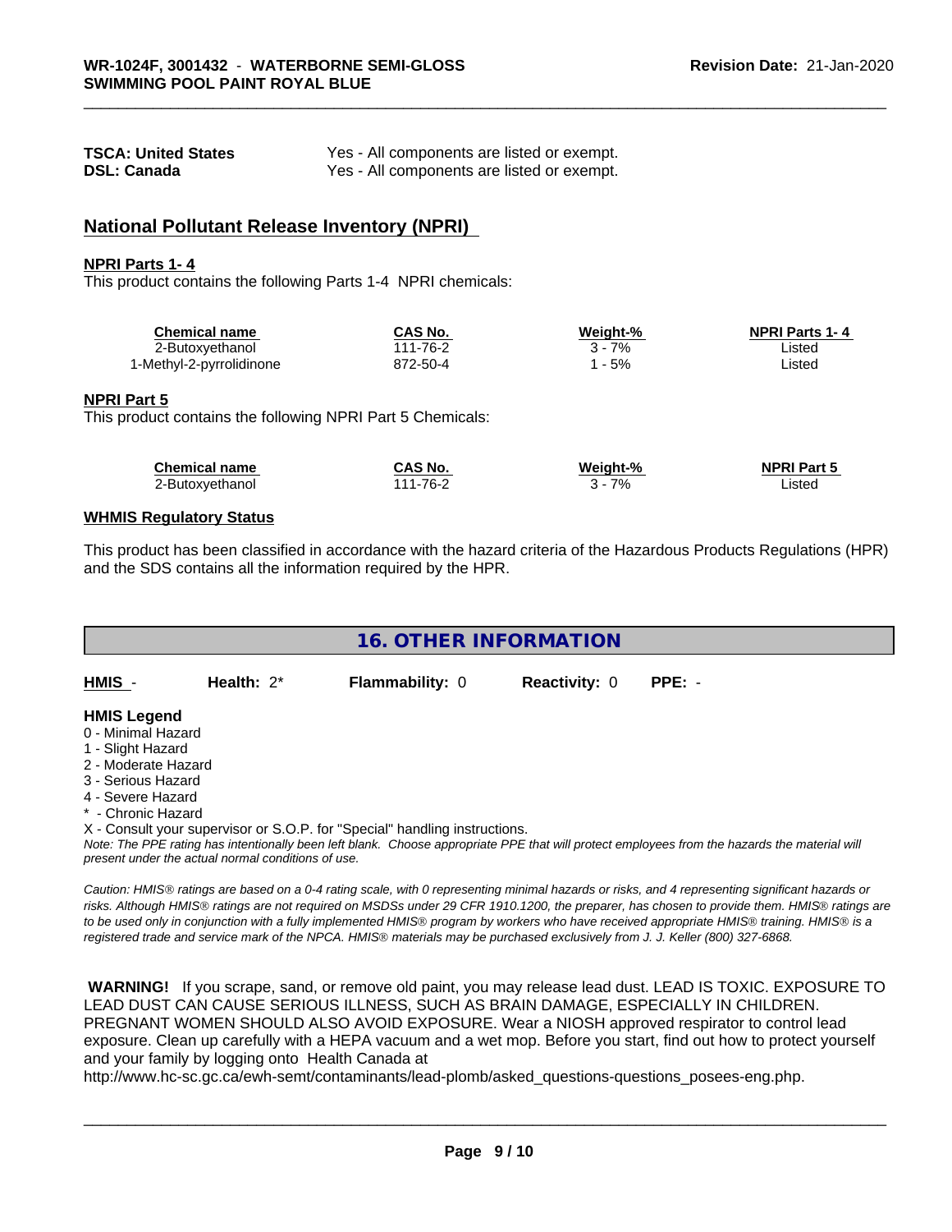| | |
|---|---|
| **TSCA: United States** | Yes - All components are listed or exempt. |
| **DSL: Canada** | Yes - All components are listed or exempt. |

## National Pollutant Release Inventory (NPRI)

**NPRI Parts 1- 4**

This product contains the following Parts 1-4 NPRI chemicals:

| Chemical name | CAS No. | Weight-% | NPRI Parts 1- 4 |
|---|---|---|---|
| 2-Butoxyethanol | 111-76-2 | 3 - 7% | Listed |
| 1-Methyl-2-pyrrolidinone | 872-50-4 | 1 - 5% | Listed |

**NPRI Part 5**

This product contains the following NPRI Part 5 Chemicals:

| Chemical name | CAS No. | Weight-% | NPRI Part 5 |
|---|---|---|---|
| 2-Butoxyethanol | 111-76-2 | 3 - 7% | Listed |

**WHMIS Regulatory Status**

This product has been classified in accordance with the hazard criteria of the Hazardous Products Regulations (HPR) and the SDS contains all the information required by the HPR.

## 16. OTHER INFORMATION

| HMIS - | Health: 2* | Flammability: 0 | Reactivity: 0 | PPE: - |
|---|---|---|---|---|

**HMIS Legend**

0 - Minimal Hazard
1 - Slight Hazard
2 - Moderate Hazard
3 - Serious Hazard
4 - Severe Hazard
* - Chronic Hazard
X - Consult your supervisor or S.O.P. for "Special" handling instructions.

*Note: The PPE rating has intentionally been left blank. Choose appropriate PPE that will protect employees from the hazards the material will present under the actual normal conditions of use.*

*Caution: HMIS® ratings are based on a 0-4 rating scale, with 0 representing minimal hazards or risks, and 4 representing significant hazards or risks. Although HMIS® ratings are not required on MSDSs under 29 CFR 1910.1200, the preparer, has chosen to provide them. HMIS® ratings are to be used only in conjunction with a fully implemented HMIS® program by workers who have received appropriate HMIS® training. HMIS® is a registered trade and service mark of the NPCA. HMIS® materials may be purchased exclusively from J. J. Keller (800) 327-6868.*

**WARNING!** If you scrape, sand, or remove old paint, you may release lead dust. LEAD IS TOXIC. EXPOSURE TO LEAD DUST CAN CAUSE SERIOUS ILLNESS, SUCH AS BRAIN DAMAGE, ESPECIALLY IN CHILDREN. PREGNANT WOMEN SHOULD ALSO AVOID EXPOSURE. Wear a NIOSH approved respirator to control lead exposure. Clean up carefully with a HEPA vacuum and a wet mop. Before you start, find out how to protect yourself and your family by logging onto Health Canada at http://www.hc-sc.gc.ca/ewh-semt/contaminants/lead-plomb/asked_questions-questions_posees-eng.php.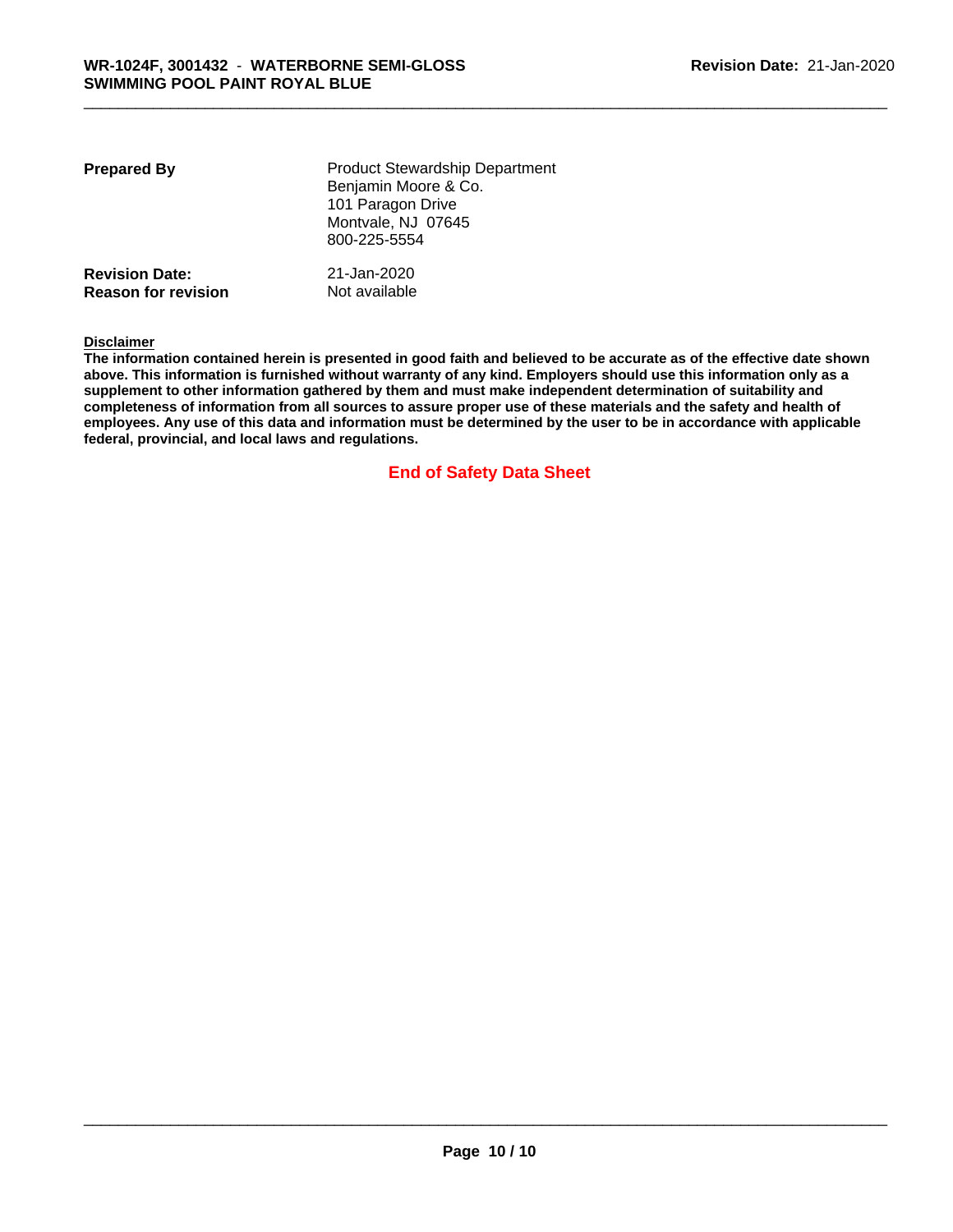| | |
|---|---|
| **Prepared By** | Product Stewardship Department<br>Benjamin Moore & Co.<br>101 Paragon Drive<br>Montvale, NJ 07645<br>800-225-5554 |
| **Revision Date:** | 21-Jan-2020 |
| **Reason for revision** | Not available |

**Disclaimer**

**The information contained herein is presented in good faith and believed to be accurate as of the effective date shown above. This information is furnished without warranty of any kind. Employers should use this information only as a supplement to other information gathered by them and must make independent determination of suitability and completeness of information from all sources to assure proper use of these materials and the safety and health of employees. Any use of this data and information must be determined by the user to be in accordance with applicable federal, provincial, and local laws and regulations.**

**End of Safety Data Sheet**